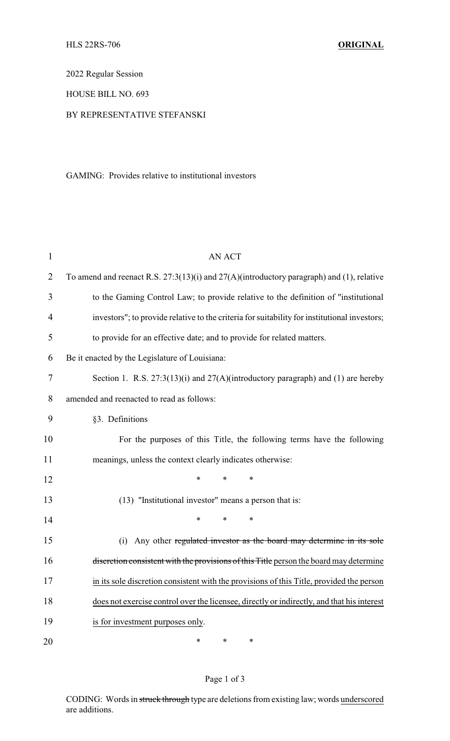HLS 22RS-706 **ORIGINAL**

2022 Regular Session

HOUSE BILL NO. 693

BY REPRESENTATIVE STEFANSKI

GAMING: Provides relative to institutional investors

AN ACT

To amend and reenact R.S. 27:3(13)(i) and 27(A)(introductory paragraph) and (1), relative to the Gaming Control Law; to provide relative to the definition of "institutional investors"; to provide relative to the criteria for suitability for institutional investors; to provide for an effective date; and to provide for related matters.

Be it enacted by the Legislature of Louisiana:

Section 1. R.S. 27:3(13)(i) and 27(A)(introductory paragraph) and (1) are hereby amended and reenacted to read as follows:

§3. Definitions

For the purposes of this Title, the following terms have the following meanings, unless the context clearly indicates otherwise:

\* \* \*

(13) "Institutional investor" means a person that is:

\* \* \*

(i) Any other ~~regulated investor as the board may determine in its sole discretion consistent with the provisions of this Title~~ <u>person the board may determine in its sole discretion consistent with the provisions of this Title, provided the person does not exercise control over the licensee, directly or indirectly, and that his interest is for investment purposes only</u>.

\* \* \*

CODING: Words in ~~struck through~~ type are deletions from existing law; words <u>underscored</u> are additions.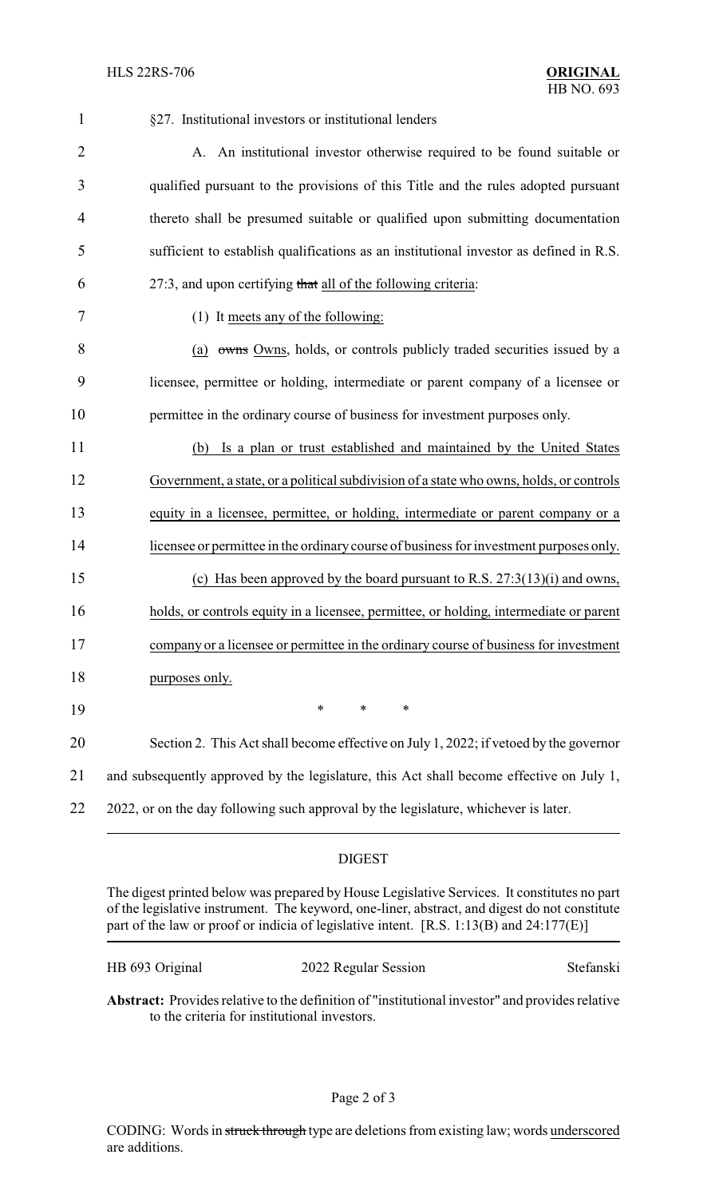§27. Institutional investors or institutional lenders

A. An institutional investor otherwise required to be found suitable or qualified pursuant to the provisions of this Title and the rules adopted pursuant thereto shall be presumed suitable or qualified upon submitting documentation sufficient to establish qualifications as an institutional investor as defined in R.S. 27:3, and upon certifying ~~that~~ all of the following criteria:

(1) It meets any of the following:

(a) ~~owns~~ Owns, holds, or controls publicly traded securities issued by a licensee, permittee or holding, intermediate or parent company of a licensee or permittee in the ordinary course of business for investment purposes only.

(b) Is a plan or trust established and maintained by the United States Government, a state, or a political subdivision of a state who owns, holds, or controls equity in a licensee, permittee, or holding, intermediate or parent company or a licensee or permittee in the ordinary course of business for investment purposes only.

(c) Has been approved by the board pursuant to R.S. 27:3(13)(i) and owns, holds, or controls equity in a licensee, permittee, or holding, intermediate or parent company or a licensee or permittee in the ordinary course of business for investment purposes only.

\* \* \*

Section 2. This Act shall become effective on July 1, 2022; if vetoed by the governor and subsequently approved by the legislature, this Act shall become effective on July 1, 2022, or on the day following such approval by the legislature, whichever is later.

## DIGEST

The digest printed below was prepared by House Legislative Services. It constitutes no part of the legislative instrument. The keyword, one-liner, abstract, and digest do not constitute part of the law or proof or indicia of legislative intent. [R.S. 1:13(B) and 24:177(E)]

HB 693 Original — 2022 Regular Session — Stefanski

**Abstract:** Provides relative to the definition of "institutional investor" and provides relative to the criteria for institutional investors.

CODING: Words in ~~struck through~~ type are deletions from existing law; words underscored are additions.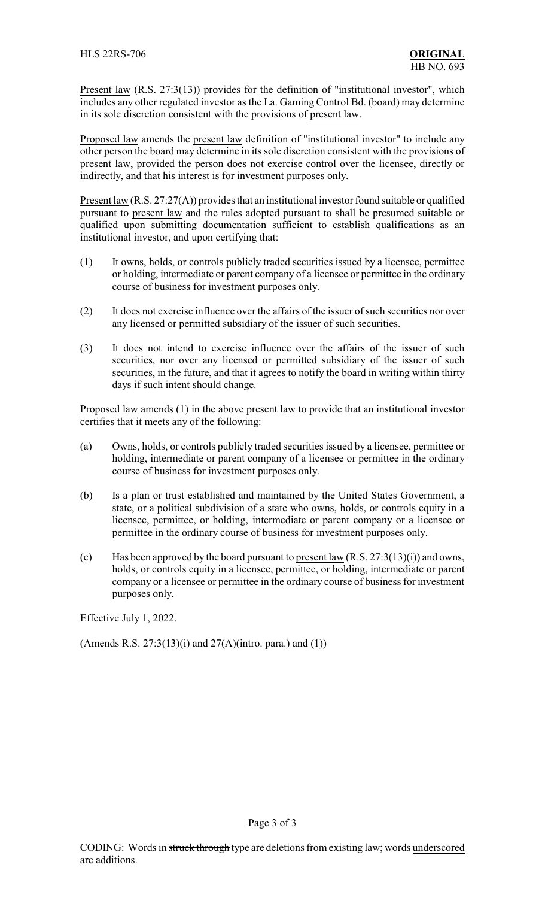Present law (R.S. 27:3(13)) provides for the definition of "institutional investor", which includes any other regulated investor as the La. Gaming Control Bd. (board) may determine in its sole discretion consistent with the provisions of present law.

Proposed law amends the present law definition of "institutional investor" to include any other person the board may determine in its sole discretion consistent with the provisions of present law, provided the person does not exercise control over the licensee, directly or indirectly, and that his interest is for investment purposes only.

Present law (R.S. 27:27(A)) provides that an institutional investor found suitable or qualified pursuant to present law and the rules adopted pursuant to shall be presumed suitable or qualified upon submitting documentation sufficient to establish qualifications as an institutional investor, and upon certifying that:

(1) It owns, holds, or controls publicly traded securities issued by a licensee, permittee or holding, intermediate or parent company of a licensee or permittee in the ordinary course of business for investment purposes only.

(2) It does not exercise influence over the affairs of the issuer of such securities nor over any licensed or permitted subsidiary of the issuer of such securities.

(3) It does not intend to exercise influence over the affairs of the issuer of such securities, nor over any licensed or permitted subsidiary of the issuer of such securities, in the future, and that it agrees to notify the board in writing within thirty days if such intent should change.

Proposed law amends (1) in the above present law to provide that an institutional investor certifies that it meets any of the following:

(a) Owns, holds, or controls publicly traded securities issued by a licensee, permittee or holding, intermediate or parent company of a licensee or permittee in the ordinary course of business for investment purposes only.

(b) Is a plan or trust established and maintained by the United States Government, a state, or a political subdivision of a state who owns, holds, or controls equity in a licensee, permittee, or holding, intermediate or parent company or a licensee or permittee in the ordinary course of business for investment purposes only.

(c) Has been approved by the board pursuant to present law (R.S. 27:3(13)(i)) and owns, holds, or controls equity in a licensee, permittee, or holding, intermediate or parent company or a licensee or permittee in the ordinary course of business for investment purposes only.

Effective July 1, 2022.

(Amends R.S. 27:3(13)(i) and 27(A)(intro. para.) and (1))